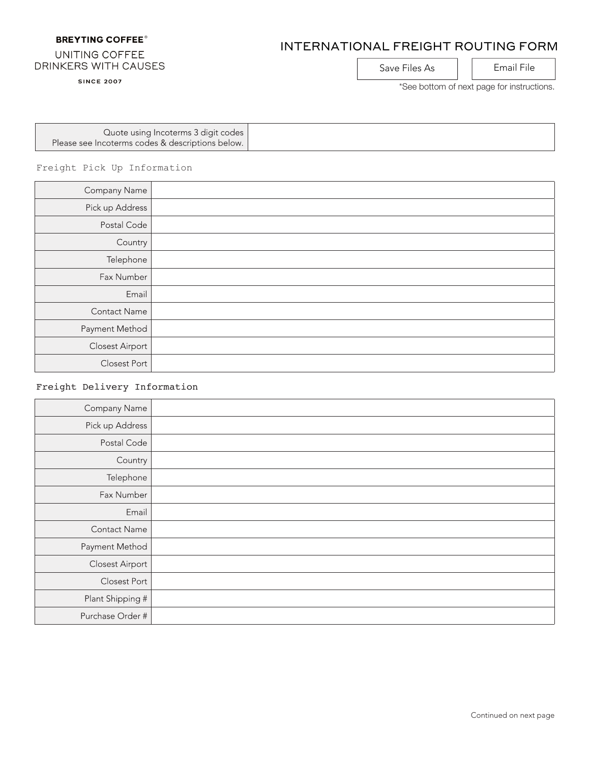**BREYTING COFFEE®**

UNITING COFFEE
DRINKERS WITH CAUSES

SINCE 2007

# INTERNATIONAL FREIGHT ROUTING FORM

Save Files As | Email File

*See bottom of next page for instructions.

| Quote using Incoterms 3 digit codes<br>Please see Incoterms codes & descriptions below. | |
|---|---|

## Freight Pick Up Information

| | |
|---|---|
| Company Name | |
| Pick up Address | |
| Postal Code | |
| Country | |
| Telephone | |
| Fax Number | |
| Email | |
| Contact Name | |
| Payment Method | |
| Closest Airport | |
| Closest Port | |

## Freight Delivery Information

| | |
|---|---|
| Company Name | |
| Pick up Address | |
| Postal Code | |
| Country | |
| Telephone | |
| Fax Number | |
| Email | |
| Contact Name | |
| Payment Method | |
| Closest Airport | |
| Closest Port | |
| Plant Shipping # | |
| Purchase Order # | |

Continued on next page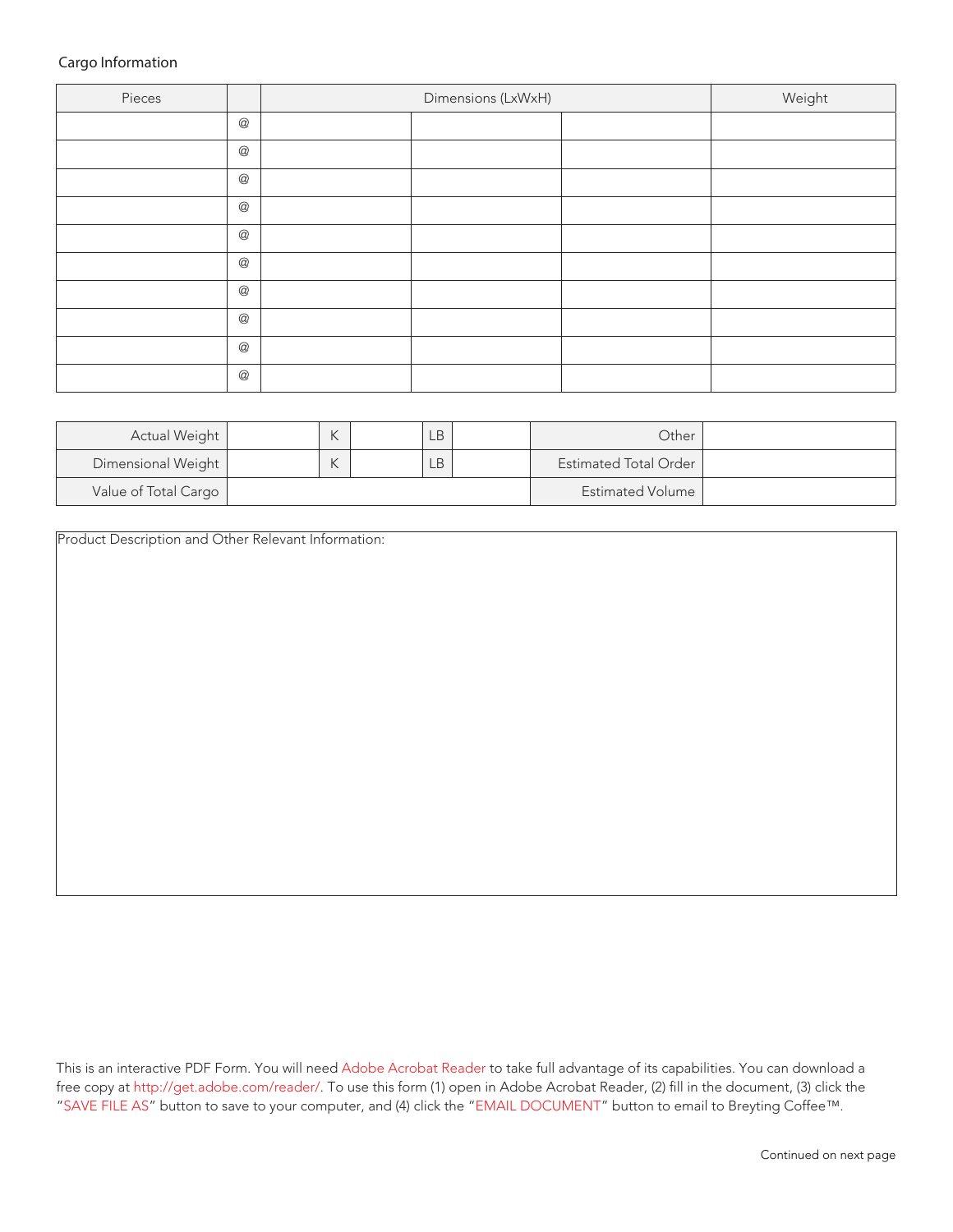Cargo Information

| Pieces | | Dimensions (LxWxH) | | | Weight |
|---|---|---|---|---|---|
| | @ | | | | |
| | @ | | | | |
| | @ | | | | |
| | @ | | | | |
| | @ | | | | |
| | @ | | | | |
| | @ | | | | |
| | @ | | | | |
| | @ | | | | |
| | @ | | | | |

| Actual Weight | | K | | LB | | Other | |
|---|---|---|---|---|---|---|---|
| Dimensional Weight | | K | | LB | | Estimated Total Order | |
| Value of Total Cargo | | | | | | Estimated Volume | |

Product Description and Other Relevant Information:

This is an interactive PDF Form. You will need Adobe Acrobat Reader to take full advantage of its capabilities. You can download a free copy at http://get.adobe.com/reader/. To use this form (1) open in Adobe Acrobat Reader, (2) fill in the document, (3) click the "SAVE FILE AS" button to save to your computer, and (4) click the "EMAIL DOCUMENT" button to email to Breyting Coffee™.

Continued on next page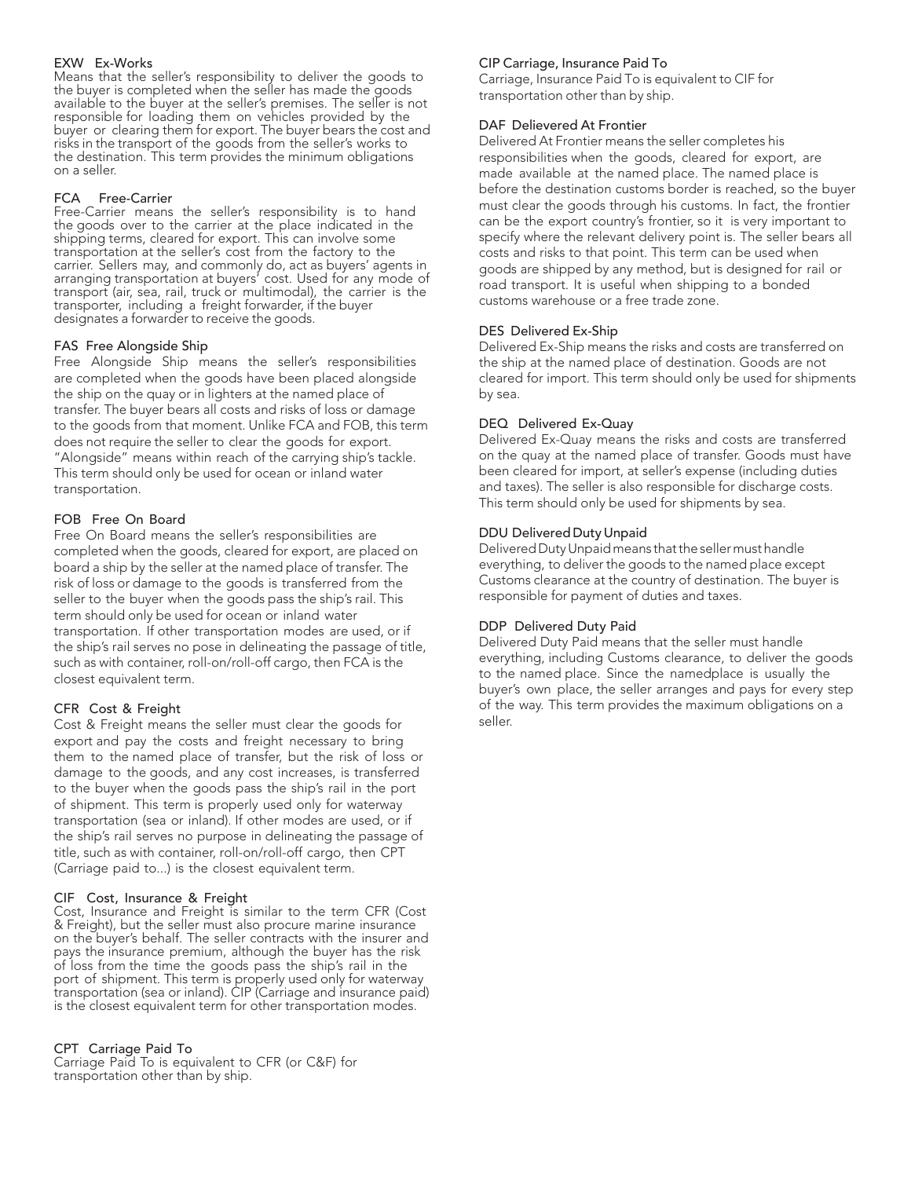### EXW Ex-Works

Means that the seller's responsibility to deliver the goods to the buyer is completed when the seller has made the goods available to the buyer at the seller's premises. The seller is not responsible for loading them on vehicles provided by the buyer or clearing them for export. The buyer bears the cost and risks in the transport of the goods from the seller's works to the destination. This term provides the minimum obligations on a seller.

### FCA Free-Carrier

Free-Carrier means the seller's responsibility is to hand the goods over to the carrier at the place indicated in the shipping terms, cleared for export. This can involve some transportation at the seller's cost from the factory to the carrier. Sellers may, and commonly do, act as buyers' agents in arranging transportation at buyers' cost. Used for any mode of transport (air, sea, rail, truck or multimodal), the carrier is the transporter, including a freight forwarder, if the buyer designates a forwarder to receive the goods.

### FAS Free Alongside Ship

Free Alongside Ship means the seller's responsibilities are completed when the goods have been placed alongside the ship on the quay or in lighters at the named place of transfer. The buyer bears all costs and risks of loss or damage to the goods from that moment. Unlike FCA and FOB, this term does not require the seller to clear the goods for export. "Alongside" means within reach of the carrying ship's tackle. This term should only be used for ocean or inland water transportation.

### FOB Free On Board

Free On Board means the seller's responsibilities are completed when the goods, cleared for export, are placed on board a ship by the seller at the named place of transfer. The risk of loss or damage to the goods is transferred from the seller to the buyer when the goods pass the ship's rail. This term should only be used for ocean or inland water transportation. If other transportation modes are used, or if the ship's rail serves no pose in delineating the passage of title, such as with container, roll-on/roll-off cargo, then FCA is the closest equivalent term.

### CFR Cost & Freight

Cost & Freight means the seller must clear the goods for export and pay the costs and freight necessary to bring them to the named place of transfer, but the risk of loss or damage to the goods, and any cost increases, is transferred to the buyer when the goods pass the ship's rail in the port of shipment. This term is properly used only for waterway transportation (sea or inland). If other modes are used, or if the ship's rail serves no purpose in delineating the passage of title, such as with container, roll-on/roll-off cargo, then CPT (Carriage paid to...) is the closest equivalent term.

### CIF Cost, Insurance & Freight

Cost, Insurance and Freight is similar to the term CFR (Cost & Freight), but the seller must also procure marine insurance on the buyer's behalf. The seller contracts with the insurer and pays the insurance premium, although the buyer has the risk of loss from the time the goods pass the ship's rail in the port of shipment. This term is properly used only for waterway transportation (sea or inland). CIP (Carriage and insurance paid) is the closest equivalent term for other transportation modes.

### CPT Carriage Paid To

Carriage Paid To is equivalent to CFR (or C&F) for transportation other than by ship.

### CIP Carriage, Insurance Paid To

Carriage, Insurance Paid To is equivalent to CIF for transportation other than by ship.

### DAF Delievered At Frontier

Delivered At Frontier means the seller completes his responsibilities when the goods, cleared for export, are made available at the named place. The named place is before the destination customs border is reached, so the buyer must clear the goods through his customs. In fact, the frontier can be the export country's frontier, so it is very important to specify where the relevant delivery point is. The seller bears all costs and risks to that point. This term can be used when goods are shipped by any method, but is designed for rail or road transport. It is useful when shipping to a bonded customs warehouse or a free trade zone.

### DES Delivered Ex-Ship

Delivered Ex-Ship means the risks and costs are transferred on the ship at the named place of destination. Goods are not cleared for import. This term should only be used for shipments by sea.

### DEQ Delivered Ex-Quay

Delivered Ex-Quay means the risks and costs are transferred on the quay at the named place of transfer. Goods must have been cleared for import, at seller's expense (including duties and taxes). The seller is also responsible for discharge costs. This term should only be used for shipments by sea.

### DDU Delivered Duty Unpaid

Delivered Duty Unpaid means that the seller must handle everything, to deliver the goods to the named place except Customs clearance at the country of destination. The buyer is responsible for payment of duties and taxes.

### DDP Delivered Duty Paid

Delivered Duty Paid means that the seller must handle everything, including Customs clearance, to deliver the goods to the named place. Since the namedplace is usually the buyer's own place, the seller arranges and pays for every step of the way. This term provides the maximum obligations on a seller.